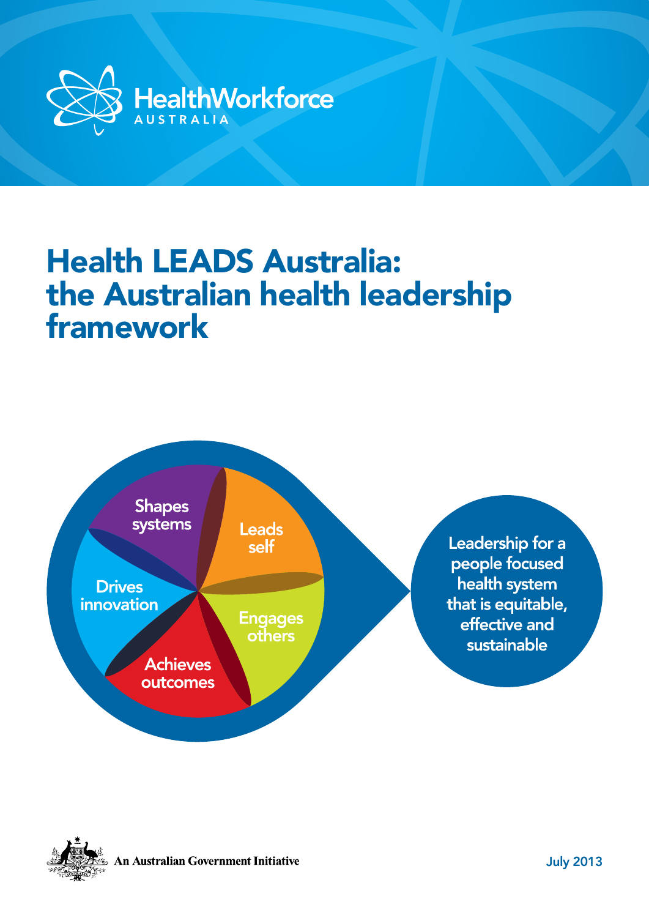HealthWorkforce AUSTRALIA

# Health LEADS Australia: the Australian health leadership framework

Shapes systems

Leads self

Drives innovation

Engages others

Achieves outcomes

Leadership for a people focused health system that is equitable, effective and sustainable

An Australian Government Initiative

July 2013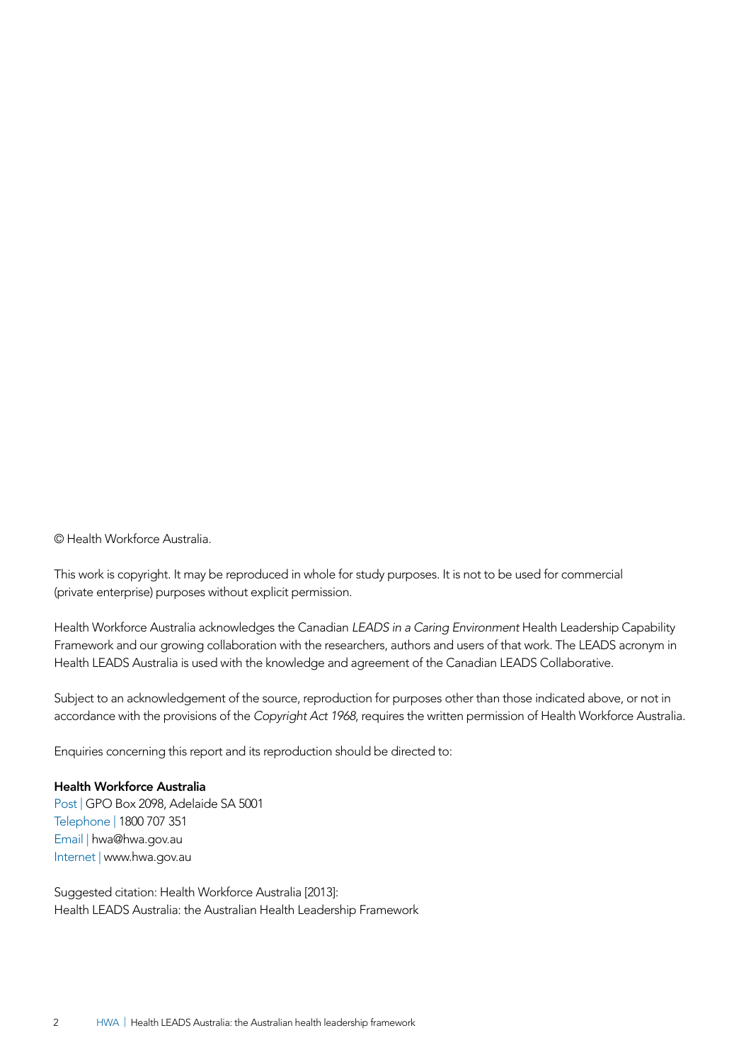© Health Workforce Australia.

This work is copyright. It may be reproduced in whole for study purposes. It is not to be used for commercial (private enterprise) purposes without explicit permission.

Health Workforce Australia acknowledges the Canadian *LEADS in a Caring Environment* Health Leadership Capability Framework and our growing collaboration with the researchers, authors and users of that work. The LEADS acronym in Health LEADS Australia is used with the knowledge and agreement of the Canadian LEADS Collaborative.

Subject to an acknowledgement of the source, reproduction for purposes other than those indicated above, or not in accordance with the provisions of the *Copyright Act 1968*, requires the written permission of Health Workforce Australia.

Enquiries concerning this report and its reproduction should be directed to:

**Health Workforce Australia**
Post | GPO Box 2098, Adelaide SA 5001
Telephone | 1800 707 351
Email | hwa@hwa.gov.au
Internet | www.hwa.gov.au

Suggested citation: Health Workforce Australia [2013]:
Health LEADS Australia: the Australian Health Leadership Framework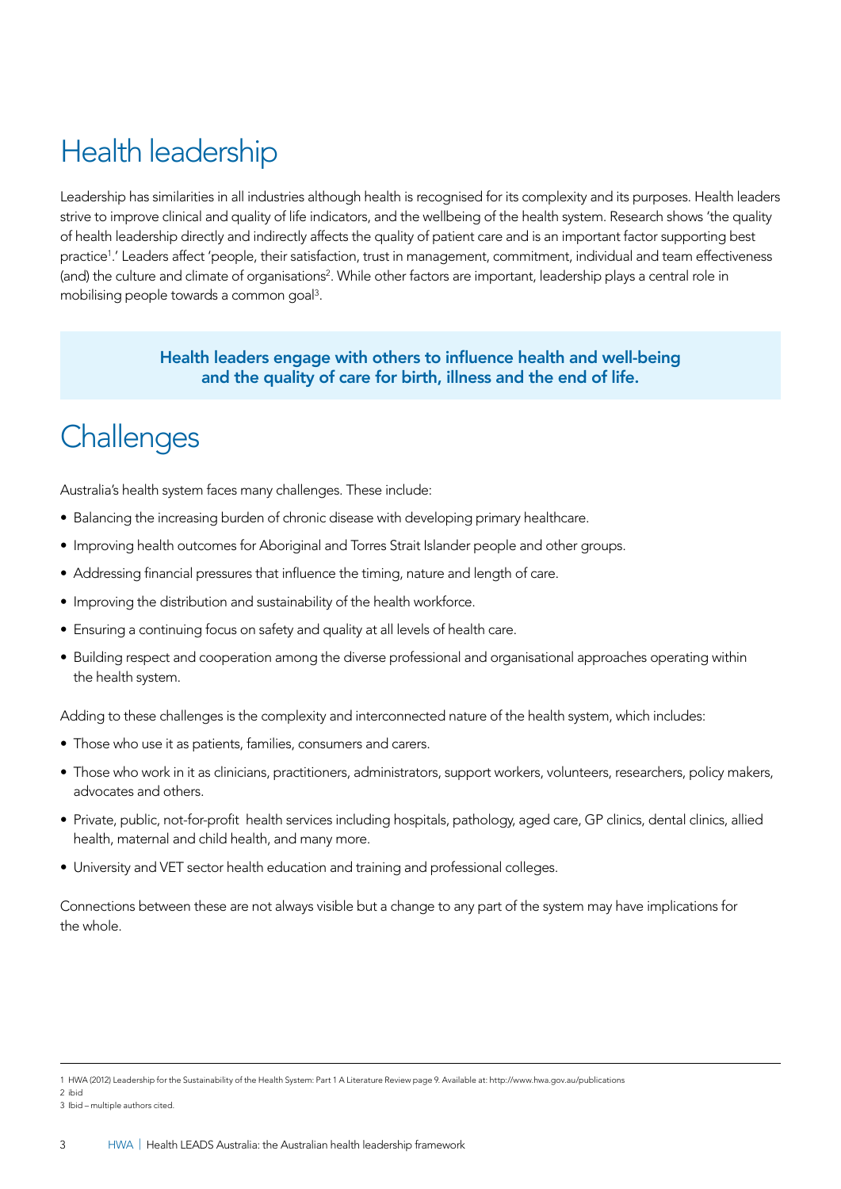# Health leadership

Leadership has similarities in all industries although health is recognised for its complexity and its purposes. Health leaders strive to improve clinical and quality of life indicators, and the wellbeing of the health system. Research shows 'the quality of health leadership directly and indirectly affects the quality of patient care and is an important factor supporting best practice[1].' Leaders affect 'people, their satisfaction, trust in management, commitment, individual and team effectiveness (and) the culture and climate of organisations[2]. While other factors are important, leadership plays a central role in mobilising people towards a common goal[3].

**Health leaders engage with others to influence health and well-being and the quality of care for birth, illness and the end of life.**

# Challenges

Australia's health system faces many challenges. These include:

- Balancing the increasing burden of chronic disease with developing primary healthcare.
- Improving health outcomes for Aboriginal and Torres Strait Islander people and other groups.
- Addressing financial pressures that influence the timing, nature and length of care.
- Improving the distribution and sustainability of the health workforce.
- Ensuring a continuing focus on safety and quality at all levels of health care.
- Building respect and cooperation among the diverse professional and organisational approaches operating within the health system.

Adding to these challenges is the complexity and interconnected nature of the health system, which includes:

- Those who use it as patients, families, consumers and carers.
- Those who work in it as clinicians, practitioners, administrators, support workers, volunteers, researchers, policy makers, advocates and others.
- Private, public, not-for-profit health services including hospitals, pathology, aged care, GP clinics, dental clinics, allied health, maternal and child health, and many more.
- University and VET sector health education and training and professional colleges.

Connections between these are not always visible but a change to any part of the system may have implications for the whole.

---

1 HWA (2012) Leadership for the Sustainability of the Health System: Part 1 A Literature Review page 9. Available at: http://www.hwa.gov.au/publications

2 ibid

3 Ibid – multiple authors cited.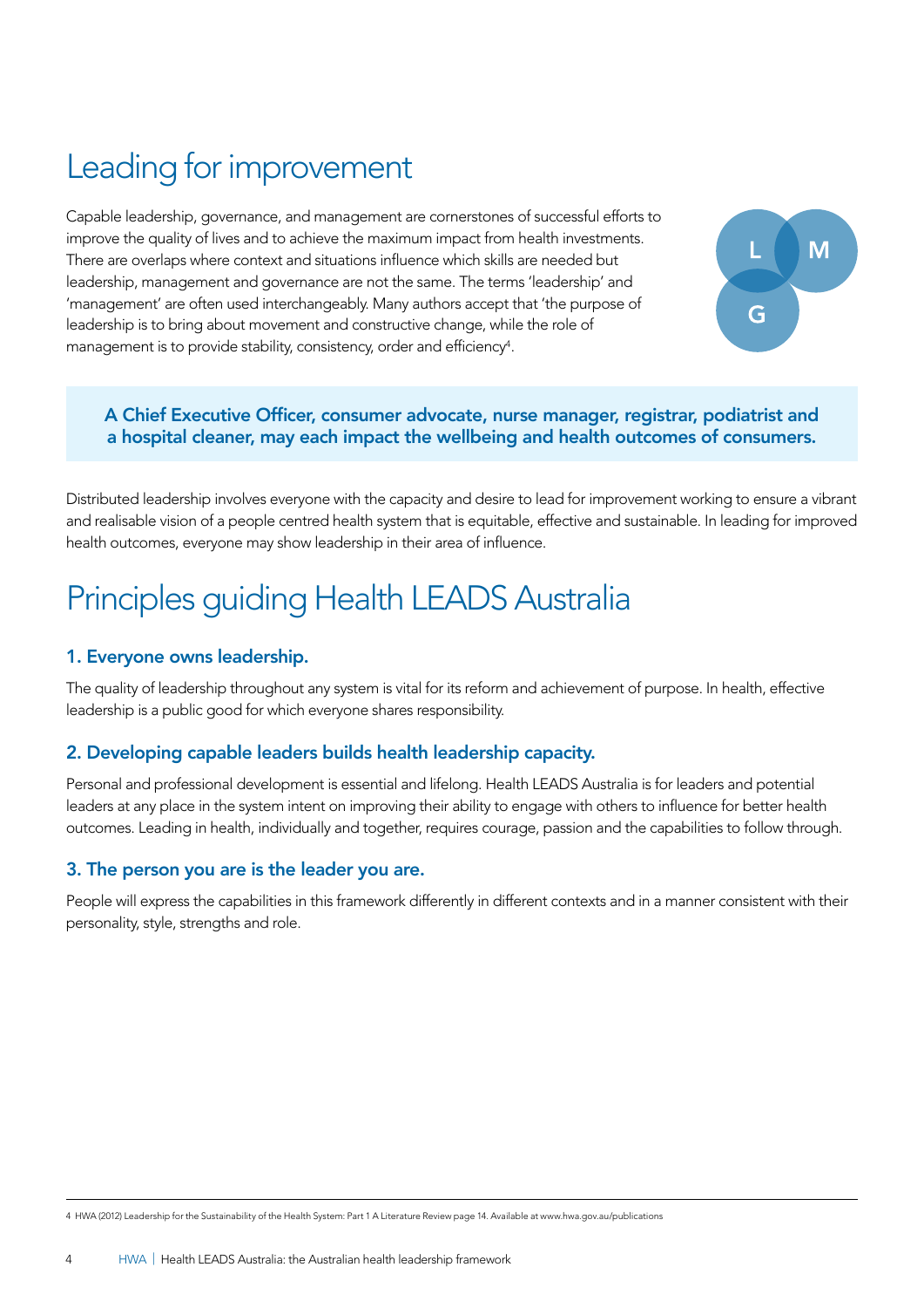# Leading for improvement

Capable leadership, governance, and management are cornerstones of successful efforts to improve the quality of lives and to achieve the maximum impact from health investments. There are overlaps where context and situations influence which skills are needed but leadership, management and governance are not the same. The terms 'leadership' and 'management' are often used interchangeably. Many authors accept that 'the purpose of leadership is to bring about movement and constructive change, while the role of management is to provide stability, consistency, order and efficiency[4].

L M G

**A Chief Executive Officer, consumer advocate, nurse manager, registrar, podiatrist and a hospital cleaner, may each impact the wellbeing and health outcomes of consumers.**

Distributed leadership involves everyone with the capacity and desire to lead for improvement working to ensure a vibrant and realisable vision of a people centred health system that is equitable, effective and sustainable. In leading for improved health outcomes, everyone may show leadership in their area of influence.

# Principles guiding Health LEADS Australia

### 1. Everyone owns leadership.

The quality of leadership throughout any system is vital for its reform and achievement of purpose. In health, effective leadership is a public good for which everyone shares responsibility.

### 2. Developing capable leaders builds health leadership capacity.

Personal and professional development is essential and lifelong. Health LEADS Australia is for leaders and potential leaders at any place in the system intent on improving their ability to engage with others to influence for better health outcomes. Leading in health, individually and together, requires courage, passion and the capabilities to follow through.

### 3. The person you are is the leader you are.

People will express the capabilities in this framework differently in different contexts and in a manner consistent with their personality, style, strengths and role.

4 HWA (2012) Leadership for the Sustainability of the Health System: Part 1 A Literature Review page 14. Available at www.hwa.gov.au/publications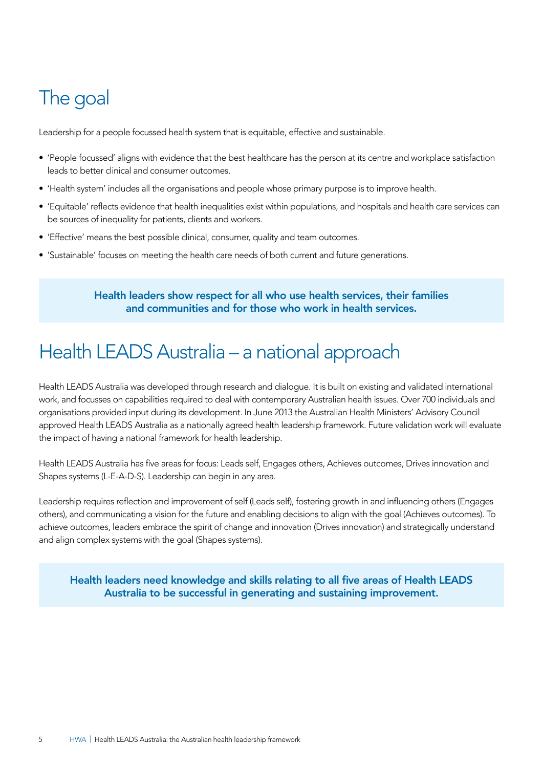# The goal

Leadership for a people focussed health system that is equitable, effective and sustainable.

- 'People focussed' aligns with evidence that the best healthcare has the person at its centre and workplace satisfaction leads to better clinical and consumer outcomes.
- 'Health system' includes all the organisations and people whose primary purpose is to improve health.
- 'Equitable' reflects evidence that health inequalities exist within populations, and hospitals and health care services can be sources of inequality for patients, clients and workers.
- 'Effective' means the best possible clinical, consumer, quality and team outcomes.
- 'Sustainable' focuses on meeting the health care needs of both current and future generations.

**Health leaders show respect for all who use health services, their families and communities and for those who work in health services.**

# Health LEADS Australia – a national approach

Health LEADS Australia was developed through research and dialogue. It is built on existing and validated international work, and focusses on capabilities required to deal with contemporary Australian health issues. Over 700 individuals and organisations provided input during its development. In June 2013 the Australian Health Ministers' Advisory Council approved Health LEADS Australia as a nationally agreed health leadership framework. Future validation work will evaluate the impact of having a national framework for health leadership.

Health LEADS Australia has five areas for focus: Leads self, Engages others, Achieves outcomes, Drives innovation and Shapes systems (L-E-A-D-S). Leadership can begin in any area.

Leadership requires reflection and improvement of self (Leads self), fostering growth in and influencing others (Engages others), and communicating a vision for the future and enabling decisions to align with the goal (Achieves outcomes). To achieve outcomes, leaders embrace the spirit of change and innovation (Drives innovation) and strategically understand and align complex systems with the goal (Shapes systems).

**Health leaders need knowledge and skills relating to all five areas of Health LEADS Australia to be successful in generating and sustaining improvement.**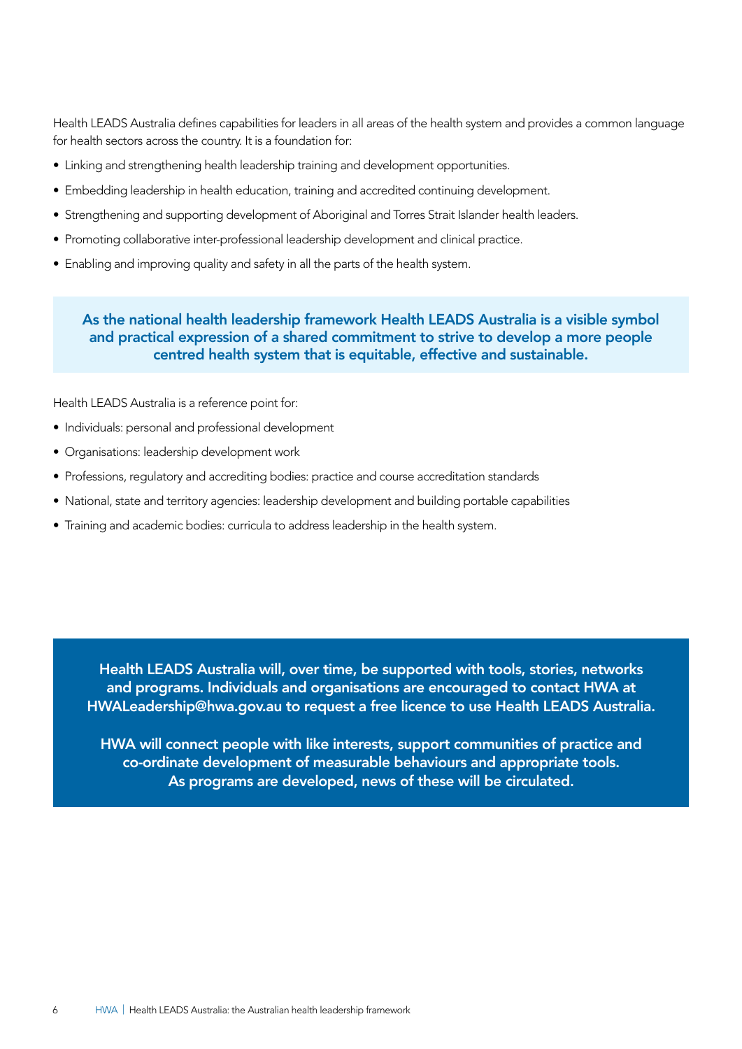Health LEADS Australia defines capabilities for leaders in all areas of the health system and provides a common language for health sectors across the country. It is a foundation for:

- Linking and strengthening health leadership training and development opportunities.
- Embedding leadership in health education, training and accredited continuing development.
- Strengthening and supporting development of Aboriginal and Torres Strait Islander health leaders.
- Promoting collaborative inter-professional leadership development and clinical practice.
- Enabling and improving quality and safety in all the parts of the health system.

**As the national health leadership framework Health LEADS Australia is a visible symbol and practical expression of a shared commitment to strive to develop a more people centred health system that is equitable, effective and sustainable.**

Health LEADS Australia is a reference point for:

- Individuals: personal and professional development
- Organisations: leadership development work
- Professions, regulatory and accrediting bodies: practice and course accreditation standards
- National, state and territory agencies: leadership development and building portable capabilities
- Training and academic bodies: curricula to address leadership in the health system.

**Health LEADS Australia will, over time, be supported with tools, stories, networks and programs. Individuals and organisations are encouraged to contact HWA at HWALeadership@hwa.gov.au to request a free licence to use Health LEADS Australia.**

**HWA will connect people with like interests, support communities of practice and co-ordinate development of measurable behaviours and appropriate tools. As programs are developed, news of these will be circulated.**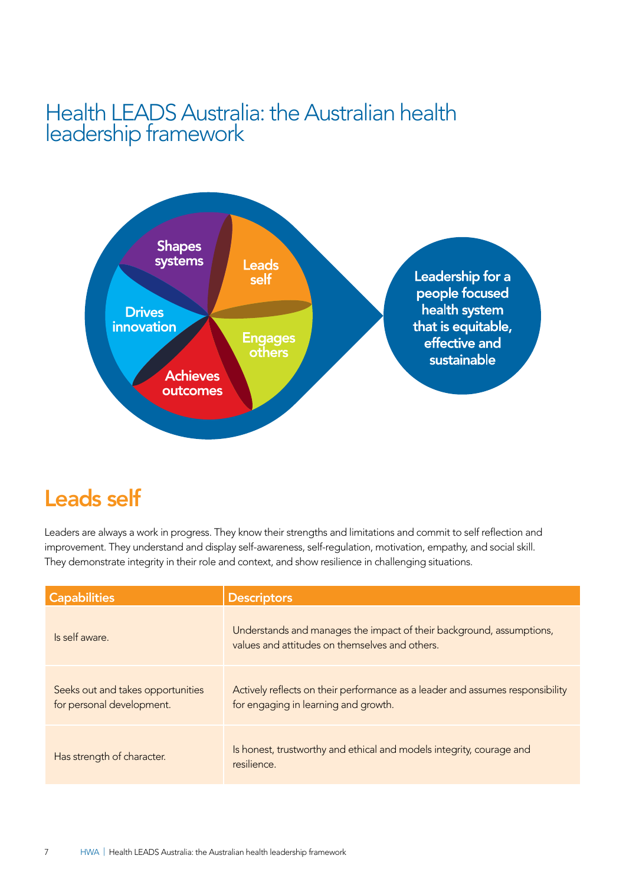# Health LEADS Australia: the Australian health leadership framework

Shapes systems

Leads self

Drives innovation

Engages others

Achieves outcomes

Leadership for a people focused health system that is equitable, effective and sustainable

## Leads self

Leaders are always a work in progress. They know their strengths and limitations and commit to self reflection and improvement. They understand and display self-awareness, self-regulation, motivation, empathy, and social skill. They demonstrate integrity in their role and context, and show resilience in challenging situations.

| Capabilities | Descriptors |
|---|---|
| Is self aware. | Understands and manages the impact of their background, assumptions, values and attitudes on themselves and others. |
| Seeks out and takes opportunities for personal development. | Actively reflects on their performance as a leader and assumes responsibility for engaging in learning and growth. |
| Has strength of character. | Is honest, trustworthy and ethical and models integrity, courage and resilience. |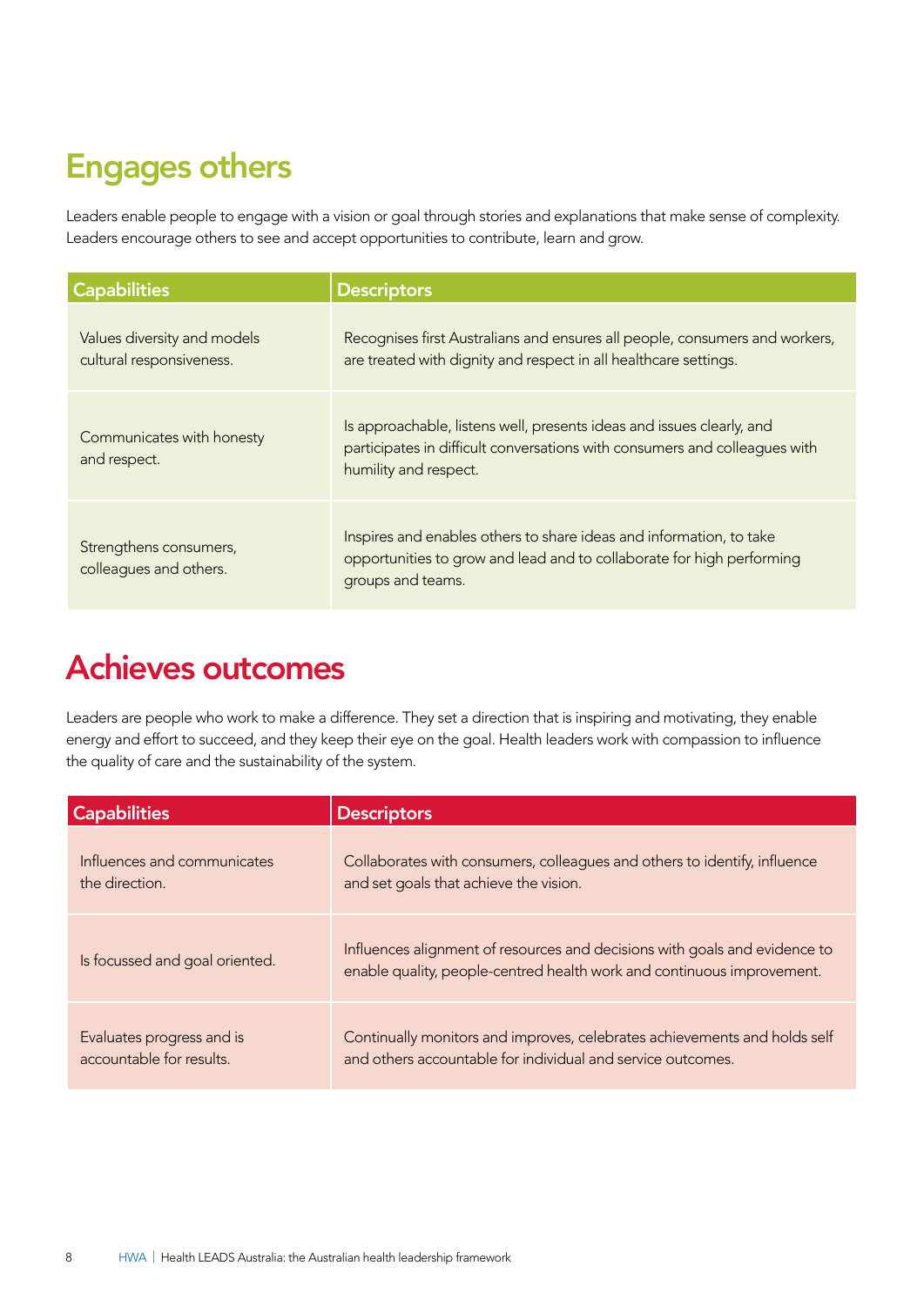## Engages others

Leaders enable people to engage with a vision or goal through stories and explanations that make sense of complexity. Leaders encourage others to see and accept opportunities to contribute, learn and grow.

| Capabilities | Descriptors |
| --- | --- |
| Values diversity and models cultural responsiveness. | Recognises first Australians and ensures all people, consumers and workers, are treated with dignity and respect in all healthcare settings. |
| Communicates with honesty and respect. | Is approachable, listens well, presents ideas and issues clearly, and participates in difficult conversations with consumers and colleagues with humility and respect. |
| Strengthens consumers, colleagues and others. | Inspires and enables others to share ideas and information, to take opportunities to grow and lead and to collaborate for high performing groups and teams. |

## Achieves outcomes

Leaders are people who work to make a difference. They set a direction that is inspiring and motivating, they enable energy and effort to succeed, and they keep their eye on the goal. Health leaders work with compassion to influence the quality of care and the sustainability of the system.

| Capabilities | Descriptors |
| --- | --- |
| Influences and communicates the direction. | Collaborates with consumers, colleagues and others to identify, influence and set goals that achieve the vision. |
| Is focussed and goal oriented. | Influences alignment of resources and decisions with goals and evidence to enable quality, people-centred health work and continuous improvement. |
| Evaluates progress and is accountable for results. | Continually monitors and improves, celebrates achievements and holds self and others accountable for individual and service outcomes. |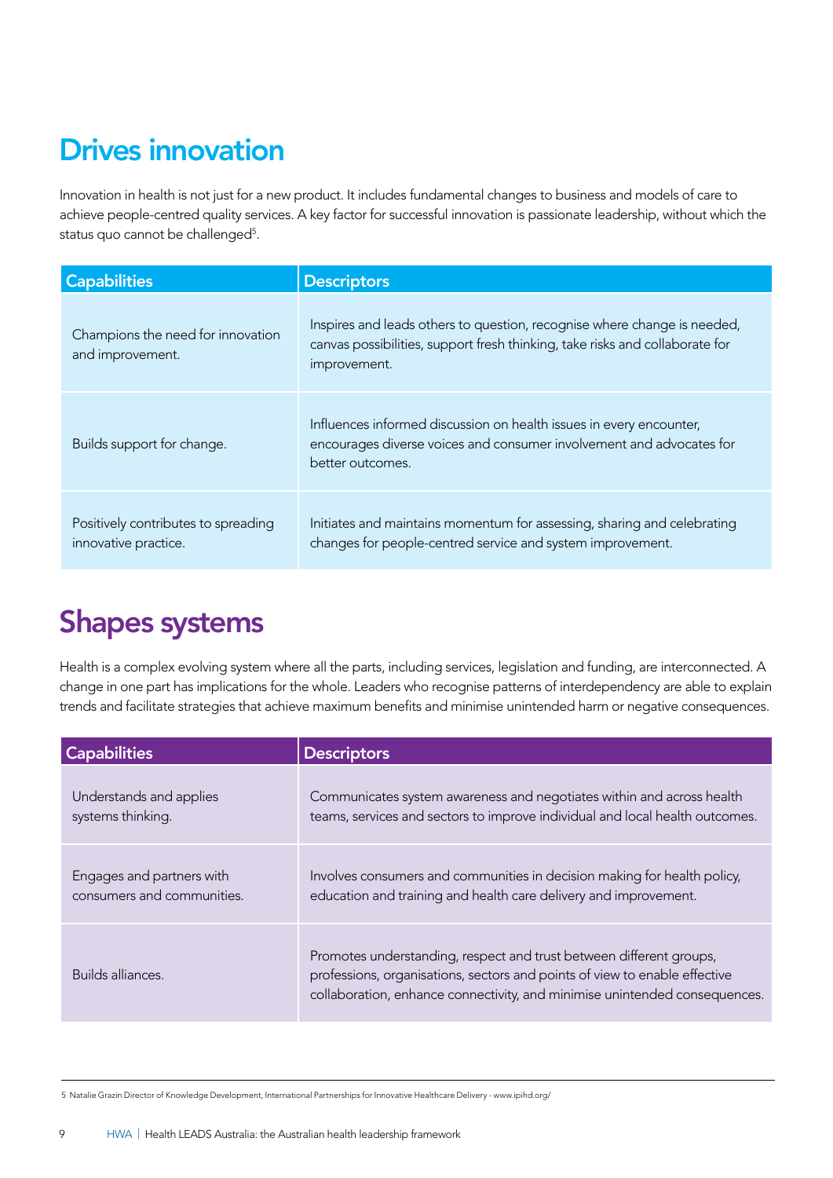## Drives innovation

Innovation in health is not just for a new product. It includes fundamental changes to business and models of care to achieve people-centred quality services. A key factor for successful innovation is passionate leadership, without which the status quo cannot be challenged[5].

| Capabilities | Descriptors |
|---|---|
| Champions the need for innovation and improvement. | Inspires and leads others to question, recognise where change is needed, canvas possibilities, support fresh thinking, take risks and collaborate for improvement. |
| Builds support for change. | Influences informed discussion on health issues in every encounter, encourages diverse voices and consumer involvement and advocates for better outcomes. |
| Positively contributes to spreading innovative practice. | Initiates and maintains momentum for assessing, sharing and celebrating changes for people-centred service and system improvement. |

## Shapes systems

Health is a complex evolving system where all the parts, including services, legislation and funding, are interconnected. A change in one part has implications for the whole. Leaders who recognise patterns of interdependency are able to explain trends and facilitate strategies that achieve maximum benefits and minimise unintended harm or negative consequences.

| Capabilities | Descriptors |
|---|---|
| Understands and applies systems thinking. | Communicates system awareness and negotiates within and across health teams, services and sectors to improve individual and local health outcomes. |
| Engages and partners with consumers and communities. | Involves consumers and communities in decision making for health policy, education and training and health care delivery and improvement. |
| Builds alliances. | Promotes understanding, respect and trust between different groups, professions, organisations, sectors and points of view to enable effective collaboration, enhance connectivity, and minimise unintended consequences. |

5 Natalie Grazin Director of Knowledge Development, International Partnerships for Innovative Healthcare Delivery - www.ipihd.org/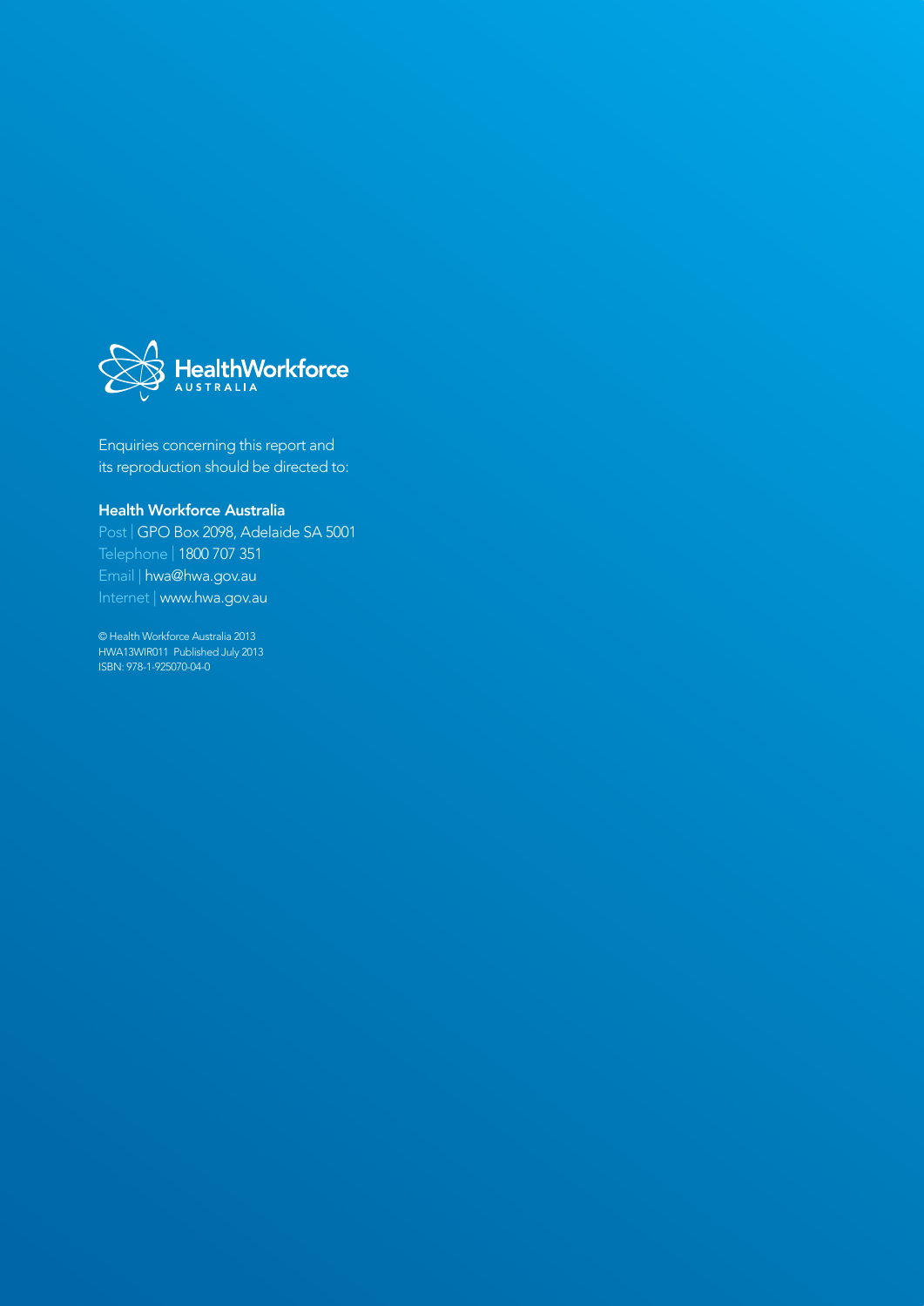HealthWorkforce
AUSTRALIA

Enquiries concerning this report and its reproduction should be directed to:

**Health Workforce Australia**
Post | GPO Box 2098, Adelaide SA 5001
Telephone | 1800 707 351
Email | hwa@hwa.gov.au
Internet | www.hwa.gov.au

© Health Workforce Australia 2013
HWA13WIR011 Published July 2013
ISBN: 978-1-925070-04-0